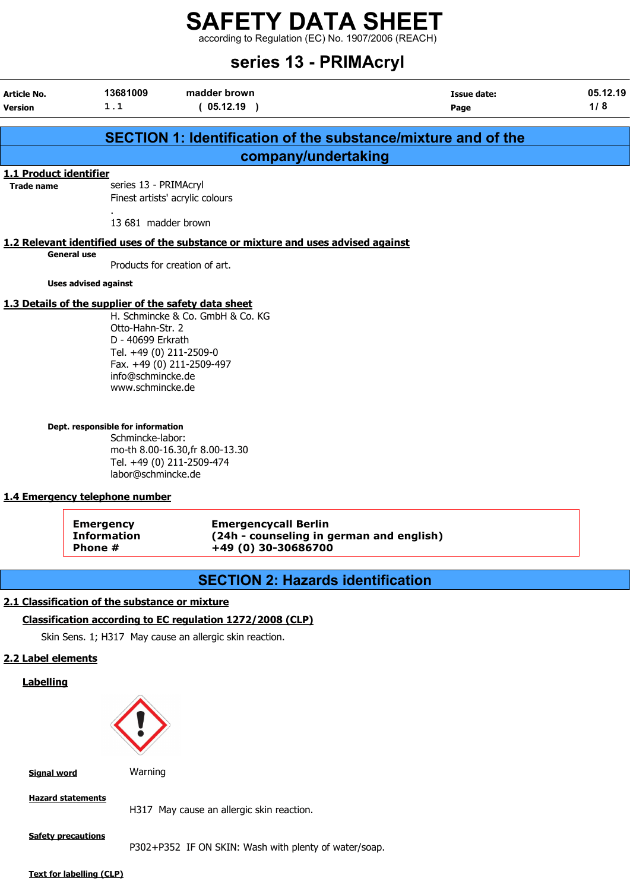# SAFETY DATA SHEET

according to Regulation (EC) No. 1907/2006 (REACH)

## series 13 - PRIMAcryl

| Article No. | 13681009 | madder brown | Issue date: | 05.12.19 |
|---|---|---|---|---|
| Version | 1 . 1 | ( 05.12.19 ) | Page | 1/ 8 |

## SECTION 1: Identification of the substance/mixture and of the company/undertaking

### 1.1 Product identifier

**Trade name**
series 13 - PRIMAcryl
Finest artists' acrylic colours
.
13 681 madder brown

### 1.2 Relevant identified uses of the substance or mixture and uses advised against

**General use**
Products for creation of art.

**Uses advised against**

### 1.3 Details of the supplier of the safety data sheet

H. Schmincke & Co. GmbH & Co. KG
Otto-Hahn-Str. 2
D - 40699 Erkrath
Tel. +49 (0) 211-2509-0
Fax. +49 (0) 211-2509-497
info@schmincke.de
www.schmincke.de

**Dept. responsible for information**
Schmincke-labor:
mo-th 8.00-16.30,fr 8.00-13.30
Tel. +49 (0) 211-2509-474
labor@schmincke.de

### 1.4 Emergency telephone number

| Emergency Information Phone # | Emergencycall Berlin (24h - counseling in german and english) +49 (0) 30-30686700 |
|---|---|

## SECTION 2: Hazards identification

### 2.1 Classification of the substance or mixture

**Classification according to EC regulation 1272/2008 (CLP)**

Skin Sens. 1; H317 May cause an allergic skin reaction.

### 2.2 Label elements

**Labelling**

**Signal word**
Warning

**Hazard statements**
H317 May cause an allergic skin reaction.

**Safety precautions**
P302+P352 IF ON SKIN: Wash with plenty of water/soap.

**Text for labelling (CLP)**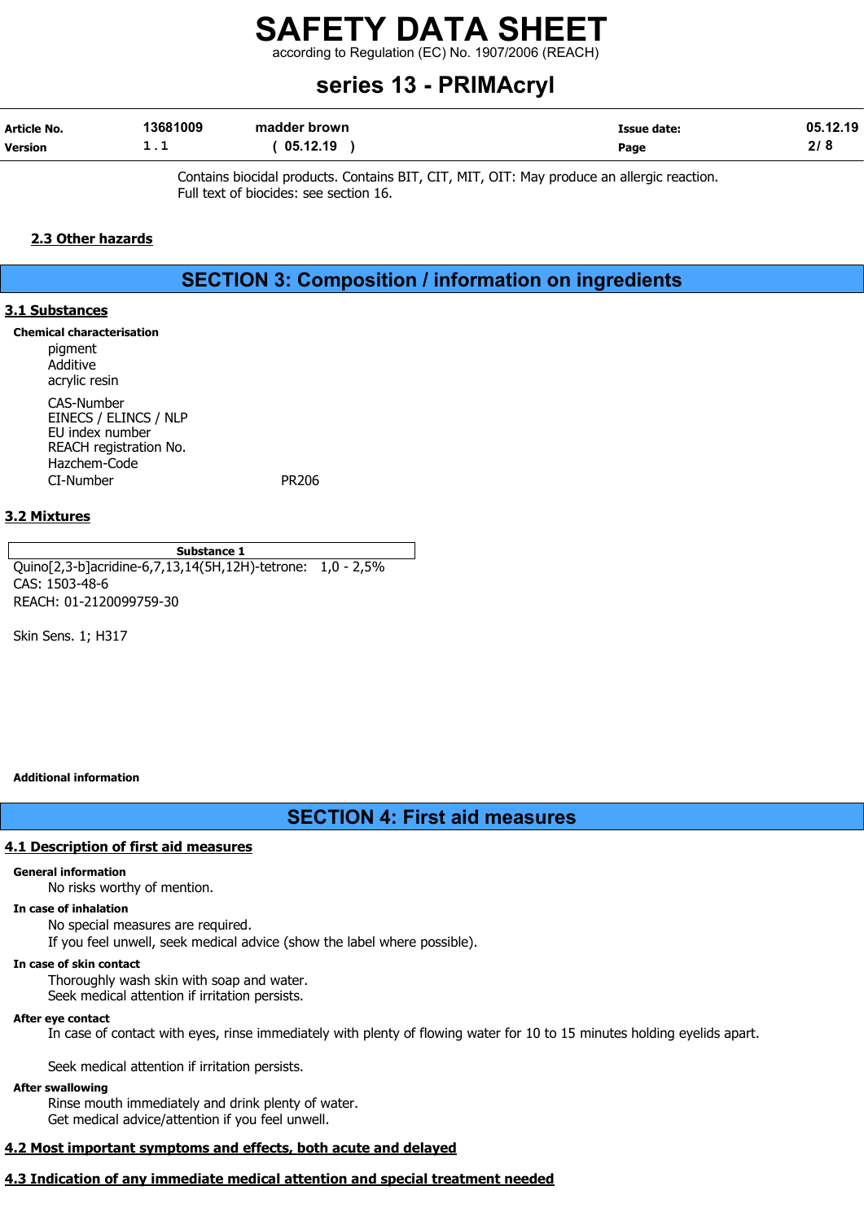Contains biocidal products. Contains BIT, CIT, MIT, OIT: May produce an allergic reaction.
Full text of biocides: see section 16.

### 2.3 Other hazards

## SECTION 3: Composition / information on ingredients

### 3.1 Substances

**Chemical characterisation**

pigment
Additive
acrylic resin

CAS-Number
EINECS / ELINCS / NLP
EU index number
REACH registration No.
Hazchem-Code
CI-Number PR206

### 3.2 Mixtures

| Substance 1 |
|---|

Quino[2,3-b]acridine-6,7,13,14(5H,12H)-tetrone: 1,0 - 2,5%
CAS: 1503-48-6
REACH: 01-2120099759-30

Skin Sens. 1; H317

**Additional information**

## SECTION 4: First aid measures

### 4.1 Description of first aid measures

**General information**

No risks worthy of mention.

**In case of inhalation**

No special measures are required.
If you feel unwell, seek medical advice (show the label where possible).

**In case of skin contact**

Thoroughly wash skin with soap and water.
Seek medical attention if irritation persists.

**After eye contact**

In case of contact with eyes, rinse immediately with plenty of flowing water for 10 to 15 minutes holding eyelids apart.

Seek medical attention if irritation persists.

**After swallowing**

Rinse mouth immediately and drink plenty of water.
Get medical advice/attention if you feel unwell.

### 4.2 Most important symptoms and effects, both acute and delayed

### 4.3 Indication of any immediate medical attention and special treatment needed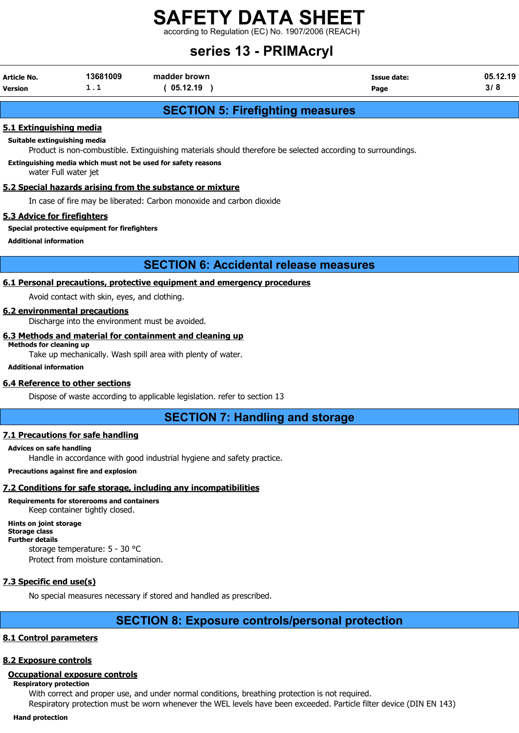# SECTION 5: Firefighting measures

## 5.1 Extinguishing media

**Suitable extinguishing media**

Product is non-combustible. Extinguishing materials should therefore be selected according to surroundings.

**Extinguishing media which must not be used for safety reasons**

water Full water jet

## 5.2 Special hazards arising from the substance or mixture

In case of fire may be liberated: Carbon monoxide and carbon dioxide

## 5.3 Advice for firefighters

**Special protective equipment for firefighters**

**Additional information**

# SECTION 6: Accidental release measures

## 6.1 Personal precautions, protective equipment and emergency procedures

Avoid contact with skin, eyes, and clothing.

## 6.2 environmental precautions

Discharge into the environment must be avoided.

## 6.3 Methods and material for containment and cleaning up

**Methods for cleaning up**

Take up mechanically. Wash spill area with plenty of water.

**Additional information**

## 6.4 Reference to other sections

Dispose of waste according to applicable legislation. refer to section 13

# SECTION 7: Handling and storage

## 7.1 Precautions for safe handling

**Advices on safe handling**

Handle in accordance with good industrial hygiene and safety practice.

**Precautions against fire and explosion**

## 7.2 Conditions for safe storage, including any incompatibilities

**Requirements for storerooms and containers**

Keep container tightly closed.

**Hints on joint storage**

**Storage class**

**Further details**

storage temperature: 5 - 30 °C

Protect from moisture contamination.

## 7.3 Specific end use(s)

No special measures necessary if stored and handled as prescribed.

# SECTION 8: Exposure controls/personal protection

## 8.1 Control parameters

## 8.2 Exposure controls

### Occupational exposure controls

**Respiratory protection**

With correct and proper use, and under normal conditions, breathing protection is not required.

Respiratory protection must be worn whenever the WEL levels have been exceeded. Particle filter device (DIN EN 143)

**Hand protection**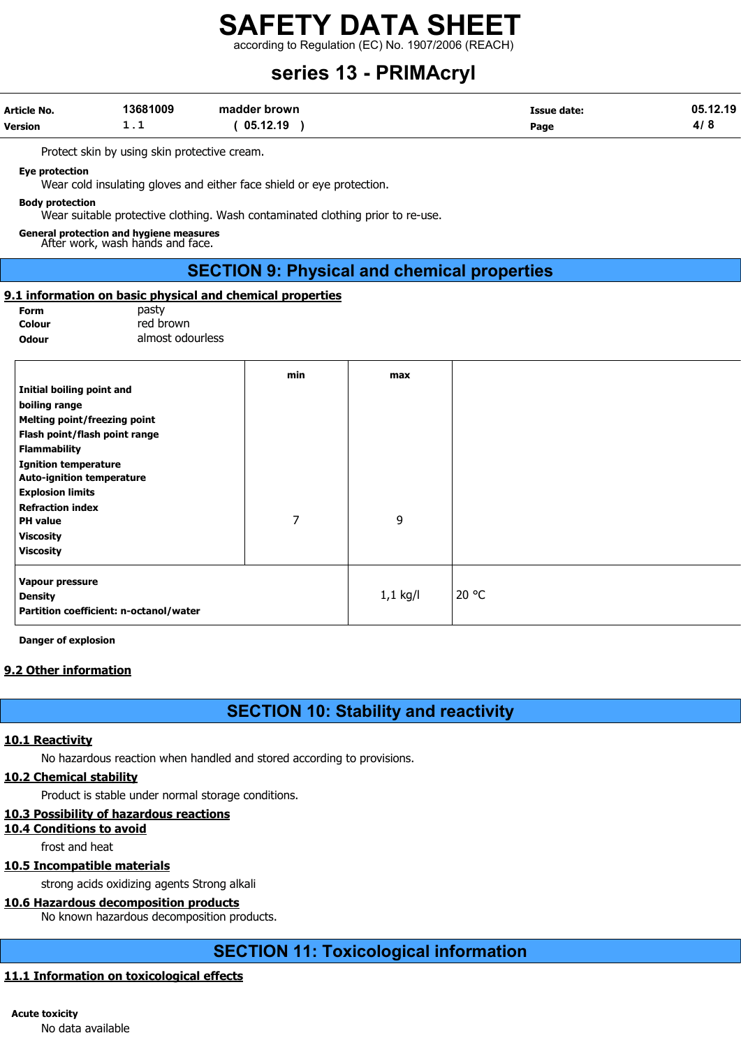Protect skin by using skin protective cream.

**Eye protection**

Wear cold insulating gloves and either face shield or eye protection.

**Body protection**

Wear suitable protective clothing. Wash contaminated clothing prior to re-use.

**General protection and hygiene measures**

After work, wash hands and face.

## SECTION 9: Physical and chemical properties

### 9.1 information on basic physical and chemical properties

**Form** pasty

**Colour** red brown

**Odour** almost odourless

| | min | max | |
|---|---|---|---|
| **Initial boiling point and boiling range** | | | |
| **Melting point/freezing point** | | | |
| **Flash point/flash point range** | | | |
| **Flammability** | | | |
| **Ignition temperature** | | | |
| **Auto-ignition temperature** | | | |
| **Explosion limits** | | | |
| **Refraction index** | | | |
| **PH value** | 7 | 9 | |
| **Viscosity** | | | |
| **Viscosity** | | | |
| **Vapour pressure** | | | |
| **Density** | | 1,1 kg/l | 20 °C |
| **Partition coefficient: n-octanol/water** | | | |

**Danger of explosion**

### 9.2 Other information

## SECTION 10: Stability and reactivity

### 10.1 Reactivity

No hazardous reaction when handled and stored according to provisions.

### 10.2 Chemical stability

Product is stable under normal storage conditions.

### 10.3 Possibility of hazardous reactions

### 10.4 Conditions to avoid

frost and heat

### 10.5 Incompatible materials

strong acids oxidizing agents Strong alkali

### 10.6 Hazardous decomposition products

No known hazardous decomposition products.

## SECTION 11: Toxicological information

### 11.1 Information on toxicological effects

**Acute toxicity**

No data available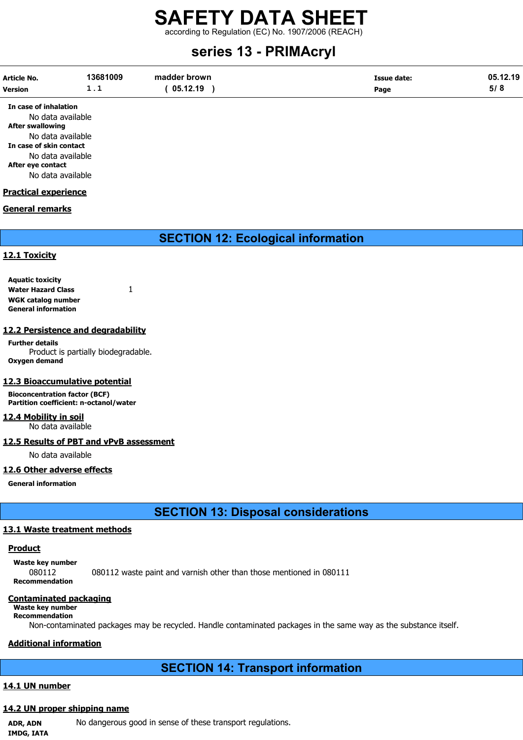**In case of inhalation**

No data available

**After swallowing**

No data available

**In case of skin contact**

No data available

**After eye contact**

No data available

**Practical experience**

**General remarks**

## SECTION 12: Ecological information

### 12.1 Toxicity

**Aquatic toxicity**

**Water Hazard Class** 1

**WGK catalog number**

**General information**

### 12.2 Persistence and degradability

**Further details**

Product is partially biodegradable.

**Oxygen demand**

### 12.3 Bioaccumulative potential

**Bioconcentration factor (BCF)**

**Partition coefficient: n-octanol/water**

### 12.4 Mobility in soil

No data available

### 12.5 Results of PBT and vPvB assessment

No data available

### 12.6 Other adverse effects

**General information**

## SECTION 13: Disposal considerations

### 13.1 Waste treatment methods

**Product**

**Waste key number**

080112 080112 waste paint and varnish other than those mentioned in 080111

**Recommendation**

**Contaminated packaging**

**Waste key number**

**Recommendation**

Non-contaminated packages may be recycled. Handle contaminated packages in the same way as the substance itself.

**Additional information**

## SECTION 14: Transport information

### 14.1 UN number

### 14.2 UN proper shipping name

**ADR, ADN** No dangerous good in sense of these transport regulations.

**IMDG, IATA**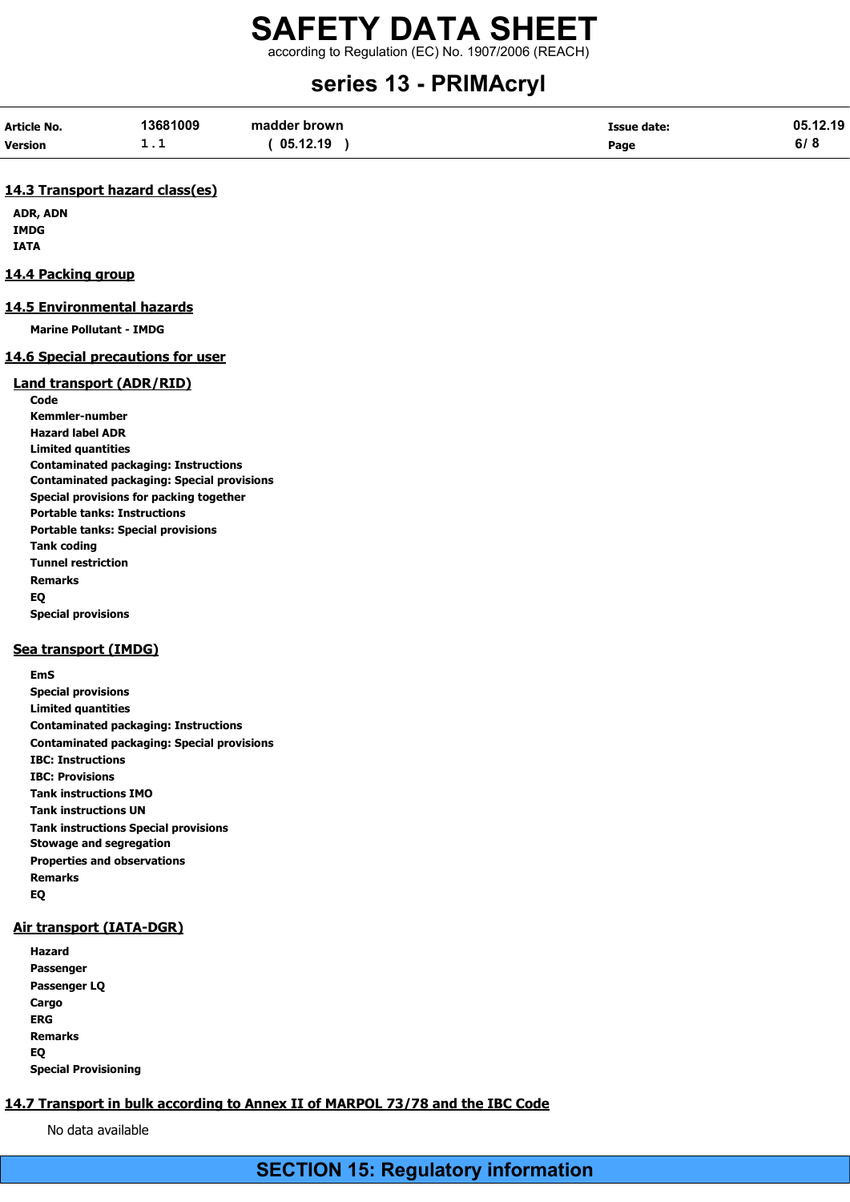### 14.3 Transport hazard class(es)

**ADR, ADN**
**IMDG**
**IATA**

### 14.4 Packing group

### 14.5 Environmental hazards

**Marine Pollutant - IMDG**

### 14.6 Special precautions for user

#### Land transport (ADR/RID)

**Code**
**Kemmler-number**
**Hazard label ADR**
**Limited quantities**
**Contaminated packaging: Instructions**
**Contaminated packaging: Special provisions**
**Special provisions for packing together**
**Portable tanks: Instructions**
**Portable tanks: Special provisions**
**Tank coding**
**Tunnel restriction**
**Remarks**
**EQ**
**Special provisions**

#### Sea transport (IMDG)

**EmS**
**Special provisions**
**Limited quantities**
**Contaminated packaging: Instructions**
**Contaminated packaging: Special provisions**
**IBC: Instructions**
**IBC: Provisions**
**Tank instructions IMO**
**Tank instructions UN**
**Tank instructions Special provisions**
**Stowage and segregation**
**Properties and observations**
**Remarks**
**EQ**

#### Air transport (IATA-DGR)

**Hazard**
**Passenger**
**Passenger LQ**
**Cargo**
**ERG**
**Remarks**
**EQ**
**Special Provisioning**

### 14.7 Transport in bulk according to Annex II of MARPOL 73/78 and the IBC Code

No data available

## SECTION 15: Regulatory information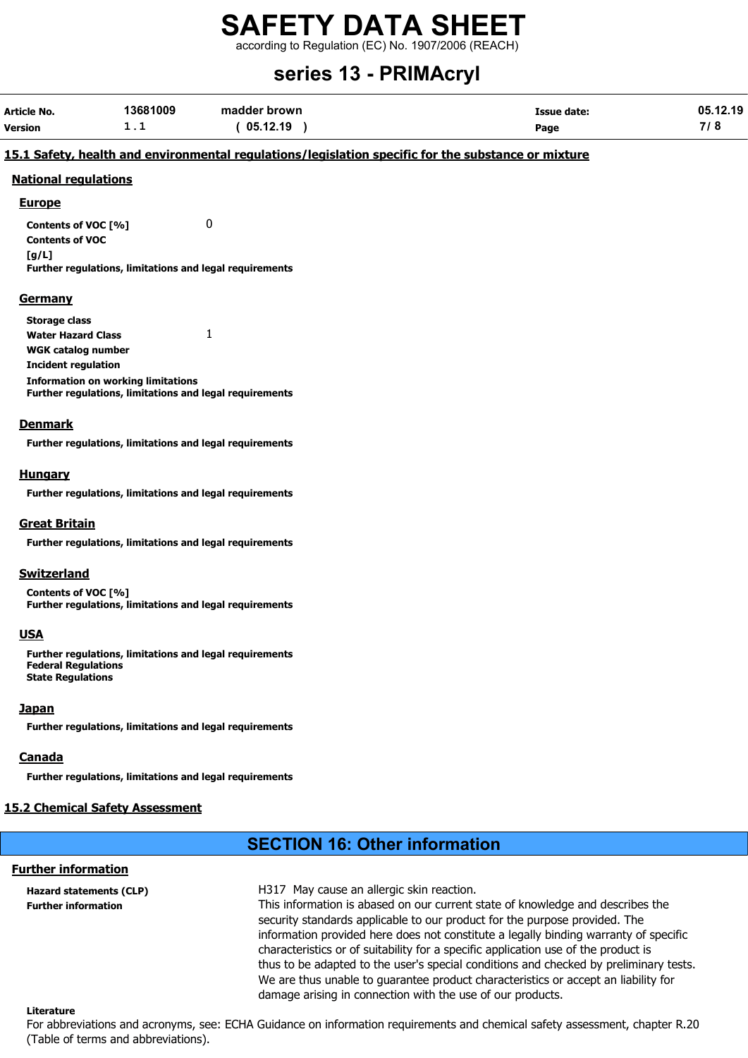## 15.1 Safety, health and environmental regulations/legislation specific for the substance or mixture

### National regulations

#### Europe

**Contents of VOC [%]** 0

**Contents of VOC [g/L]**

**Further regulations, limitations and legal requirements**

#### Germany

**Storage class**

**Water Hazard Class** 1

**WGK catalog number**

**Incident regulation**

**Information on working limitations**

**Further regulations, limitations and legal requirements**

#### Denmark

**Further regulations, limitations and legal requirements**

#### Hungary

**Further regulations, limitations and legal requirements**

#### Great Britain

**Further regulations, limitations and legal requirements**

#### Switzerland

**Contents of VOC [%]**

**Further regulations, limitations and legal requirements**

#### USA

**Further regulations, limitations and legal requirements**

**Federal Regulations**

**State Regulations**

#### Japan

**Further regulations, limitations and legal requirements**

#### Canada

**Further regulations, limitations and legal requirements**

## 15.2 Chemical Safety Assessment

# SECTION 16: Other information

### Further information

**Hazard statements (CLP)** H317 May cause an allergic skin reaction.

**Further information** This information is abased on our current state of knowledge and describes the security standards applicable to our product for the purpose provided. The information provided here does not constitute a legally binding warranty of specific characteristics or of suitability for a specific application use of the product is thus to be adapted to the user's special conditions and checked by preliminary tests. We are thus unable to guarantee product characteristics or accept an liability for damage arising in connection with the use of our products.

**Literature**

For abbreviations and acronyms, see: ECHA Guidance on information requirements and chemical safety assessment, chapter R.20 (Table of terms and abbreviations).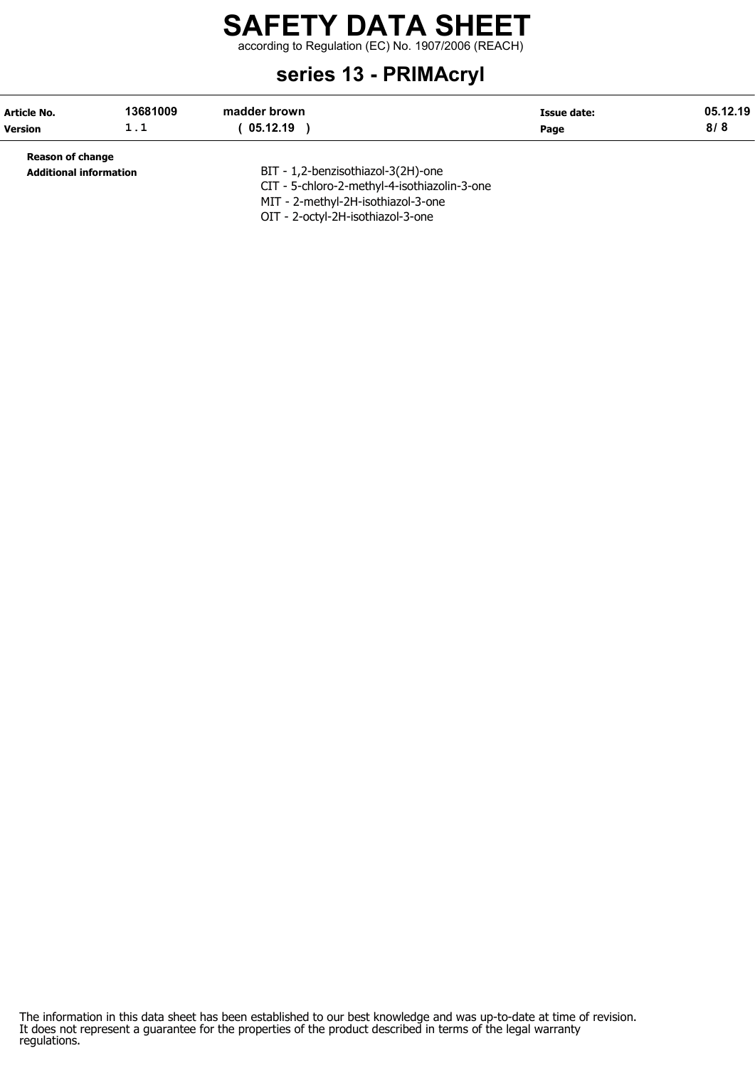**Reason of change**

**Additional information**

BIT - 1,2-benzisothiazol-3(2H)-one
CIT - 5-chloro-2-methyl-4-isothiazolin-3-one
MIT - 2-methyl-2H-isothiazol-3-one
OIT - 2-octyl-2H-isothiazol-3-one

The information in this data sheet has been established to our best knowledge and was up-to-date at time of revision. It does not represent a guarantee for the properties of the product described in terms of the legal warranty regulations.